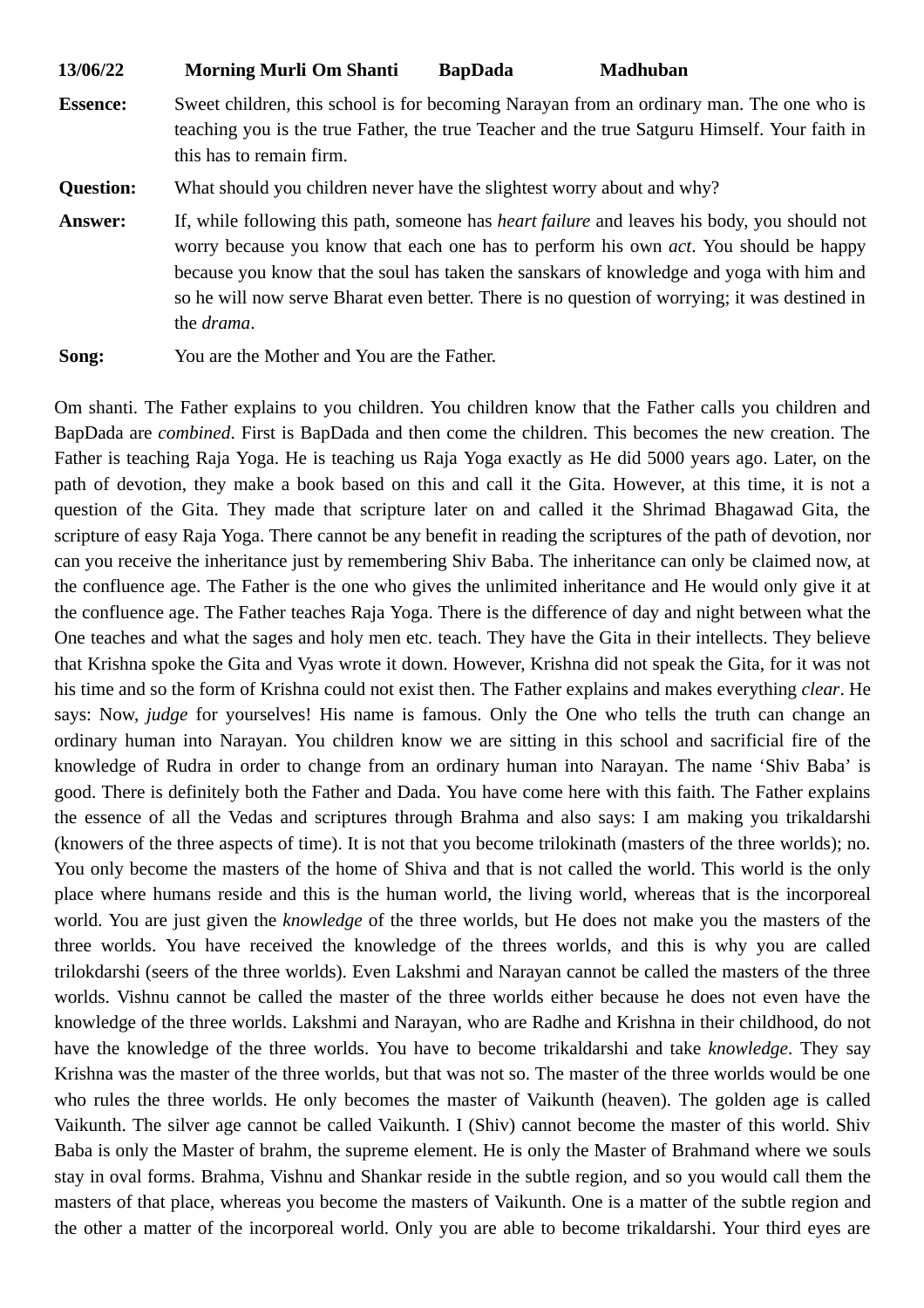**13/06/22 Morning Murli Om Shanti BapDada Madhuban**

**Essence:** Sweet children, this school is for becoming Narayan from an ordinary man. The one who is teaching you is the true Father, the true Teacher and the true Satguru Himself. Your faith in this has to remain firm.

**Question:** What should you children never have the slightest worry about and why?

**Answer:** If, while following this path, someone has *heart failure* and leaves his body, you should not worry because you know that each one has to perform his own *act*. You should be happy because you know that the soul has taken the sanskars of knowledge and yoga with him and so he will now serve Bharat even better. There is no question of worrying; it was destined in the *drama*.

**Song:** You are the Mother and You are the Father.

Om shanti. The Father explains to you children. You children know that the Father calls you children and BapDada are *combined*. First is BapDada and then come the children. This becomes the new creation. The Father is teaching Raja Yoga. He is teaching us Raja Yoga exactly as He did 5000 years ago. Later, on the path of devotion, they make a book based on this and call it the Gita. However, at this time, it is not a question of the Gita. They made that scripture later on and called it the Shrimad Bhagawad Gita, the scripture of easy Raja Yoga. There cannot be any benefit in reading the scriptures of the path of devotion, nor can you receive the inheritance just by remembering Shiv Baba. The inheritance can only be claimed now, at the confluence age. The Father is the one who gives the unlimited inheritance and He would only give it at the confluence age. The Father teaches Raja Yoga. There is the difference of day and night between what the One teaches and what the sages and holy men etc. teach. They have the Gita in their intellects. They believe that Krishna spoke the Gita and Vyas wrote it down. However, Krishna did not speak the Gita, for it was not his time and so the form of Krishna could not exist then. The Father explains and makes everything *clear*. He says: Now, *judge* for yourselves! His name is famous. Only the One who tells the truth can change an ordinary human into Narayan. You children know we are sitting in this school and sacrificial fire of the knowledge of Rudra in order to change from an ordinary human into Narayan. The name 'Shiv Baba' is good. There is definitely both the Father and Dada. You have come here with this faith. The Father explains the essence of all the Vedas and scriptures through Brahma and also says: I am making you trikaldarshi (knowers of the three aspects of time). It is not that you become trilokinath (masters of the three worlds); no. You only become the masters of the home of Shiva and that is not called the world. This world is the only place where humans reside and this is the human world, the living world, whereas that is the incorporeal world. You are just given the *knowledge* of the three worlds, but He does not make you the masters of the three worlds. You have received the knowledge of the threes worlds, and this is why you are called trilokdarshi (seers of the three worlds). Even Lakshmi and Narayan cannot be called the masters of the three worlds. Vishnu cannot be called the master of the three worlds either because he does not even have the knowledge of the three worlds. Lakshmi and Narayan, who are Radhe and Krishna in their childhood, do not have the knowledge of the three worlds. You have to become trikaldarshi and take *knowledge*. They say Krishna was the master of the three worlds, but that was not so. The master of the three worlds would be one who rules the three worlds. He only becomes the master of Vaikunth (heaven). The golden age is called Vaikunth. The silver age cannot be called Vaikunth. I (Shiv) cannot become the master of this world. Shiv Baba is only the Master of brahm, the supreme element. He is only the Master of Brahmand where we souls stay in oval forms. Brahma, Vishnu and Shankar reside in the subtle region, and so you would call them the masters of that place, whereas you become the masters of Vaikunth. One is a matter of the subtle region and the other a matter of the incorporeal world. Only you are able to become trikaldarshi. Your third eyes are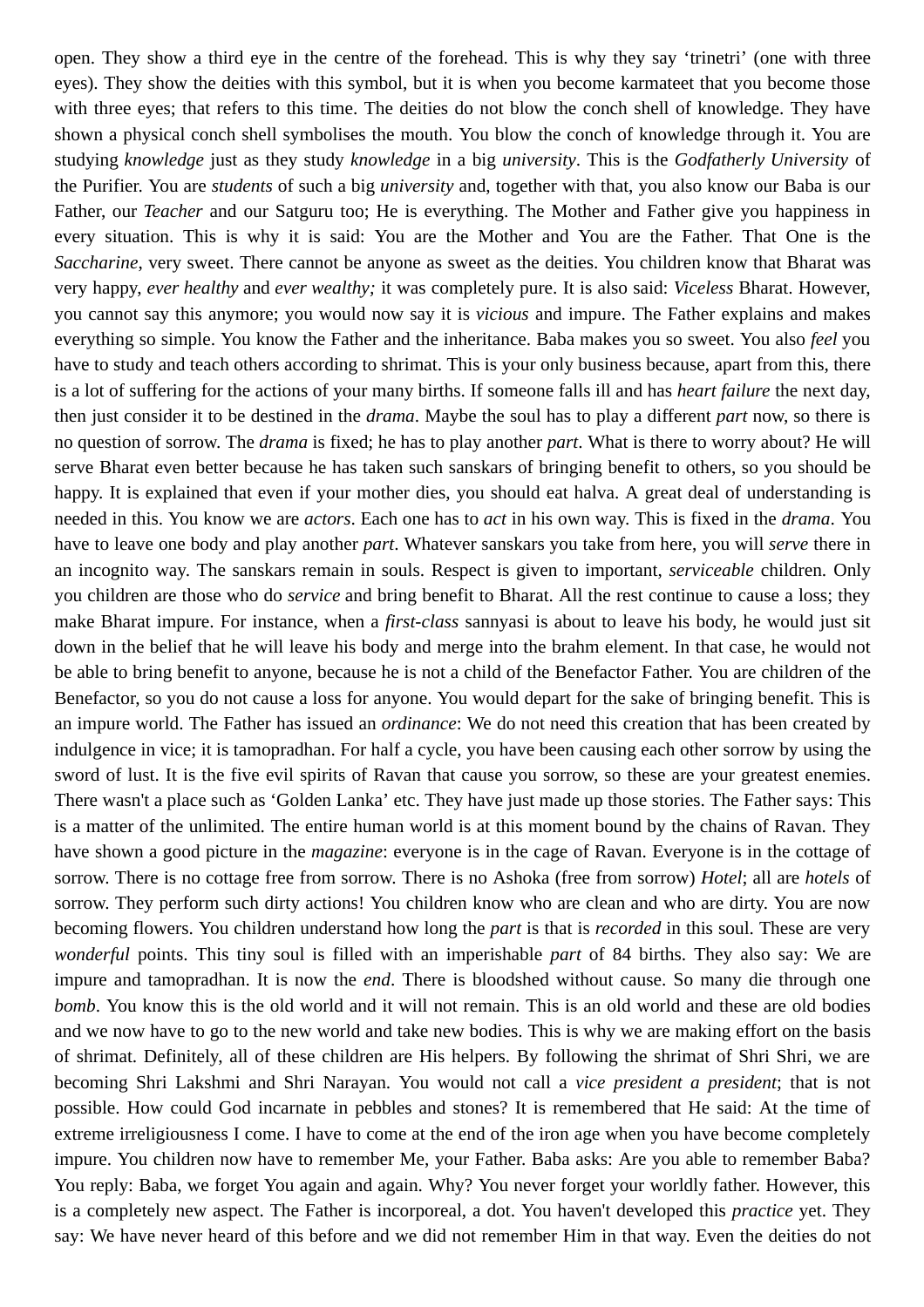open. They show a third eye in the centre of the forehead. This is why they say 'trinetri' (one with three eyes). They show the deities with this symbol, but it is when you become karmateet that you become those with three eyes; that refers to this time. The deities do not blow the conch shell of knowledge. They have shown a physical conch shell symbolises the mouth. You blow the conch of knowledge through it. You are studying *knowledge* just as they study *knowledge* in a big *university*. This is the *Godfatherly University* of the Purifier. You are *students* of such a big *university* and, together with that, you also know our Baba is our Father, our *Teacher* and our Satguru too; He is everything. The Mother and Father give you happiness in every situation. This is why it is said: You are the Mother and You are the Father. That One is the *Saccharine*, very sweet. There cannot be anyone as sweet as the deities. You children know that Bharat was very happy, *ever healthy* and *ever wealthy;* it was completely pure. It is also said: *Viceless* Bharat. However, you cannot say this anymore; you would now say it is *vicious* and impure. The Father explains and makes everything so simple. You know the Father and the inheritance. Baba makes you so sweet. You also *feel* you have to study and teach others according to shrimat. This is your only business because, apart from this, there is a lot of suffering for the actions of your many births. If someone falls ill and has *heart failure* the next day, then just consider it to be destined in the *drama*. Maybe the soul has to play a different *part* now, so there is no question of sorrow. The *drama* is fixed; he has to play another *part*. What is there to worry about? He will serve Bharat even better because he has taken such sanskars of bringing benefit to others, so you should be happy. It is explained that even if your mother dies, you should eat halva. A great deal of understanding is needed in this. You know we are *actors*. Each one has to *act* in his own way. This is fixed in the *drama*. You have to leave one body and play another *part*. Whatever sanskars you take from here, you will *serve* there in an incognito way. The sanskars remain in souls. Respect is given to important, *serviceable* children. Only you children are those who do *service* and bring benefit to Bharat. All the rest continue to cause a loss; they make Bharat impure. For instance, when a *first-class* sannyasi is about to leave his body, he would just sit down in the belief that he will leave his body and merge into the brahm element. In that case, he would not be able to bring benefit to anyone, because he is not a child of the Benefactor Father. You are children of the Benefactor, so you do not cause a loss for anyone. You would depart for the sake of bringing benefit. This is an impure world. The Father has issued an *ordinance*: We do not need this creation that has been created by indulgence in vice; it is tamopradhan. For half a cycle, you have been causing each other sorrow by using the sword of lust. It is the five evil spirits of Ravan that cause you sorrow, so these are your greatest enemies. There wasn't a place such as 'Golden Lanka' etc. They have just made up those stories. The Father says: This is a matter of the unlimited. The entire human world is at this moment bound by the chains of Ravan. They have shown a good picture in the *magazine*: everyone is in the cage of Ravan. Everyone is in the cottage of sorrow. There is no cottage free from sorrow. There is no Ashoka (free from sorrow) *Hotel*; all are *hotels* of sorrow. They perform such dirty actions! You children know who are clean and who are dirty. You are now becoming flowers. You children understand how long the *part* is that is *recorded* in this soul. These are very *wonderful* points. This tiny soul is filled with an imperishable *part* of 84 births. They also say: We are impure and tamopradhan. It is now the *end*. There is bloodshed without cause. So many die through one *bomb*. You know this is the old world and it will not remain. This is an old world and these are old bodies and we now have to go to the new world and take new bodies. This is why we are making effort on the basis of shrimat. Definitely, all of these children are His helpers. By following the shrimat of Shri Shri, we are becoming Shri Lakshmi and Shri Narayan. You would not call a *vice president a president*; that is not possible. How could God incarnate in pebbles and stones? It is remembered that He said: At the time of extreme irreligiousness I come. I have to come at the end of the iron age when you have become completely impure. You children now have to remember Me, your Father. Baba asks: Are you able to remember Baba? You reply: Baba, we forget You again and again. Why? You never forget your worldly father. However, this is a completely new aspect. The Father is incorporeal, a dot. You haven't developed this *practice* yet. They say: We have never heard of this before and we did not remember Him in that way. Even the deities do not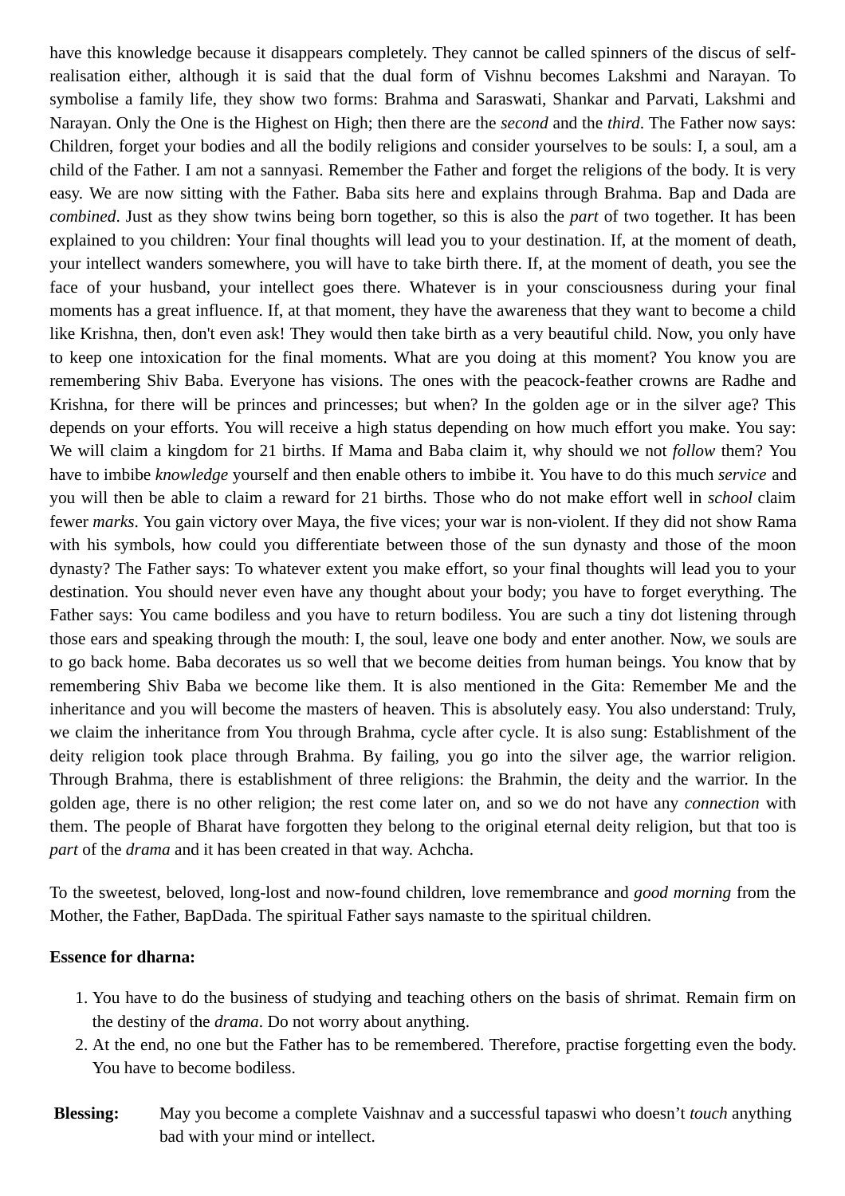have this knowledge because it disappears completely. They cannot be called spinners of the discus of self-realisation either, although it is said that the dual form of Vishnu becomes Lakshmi and Narayan. To symbolise a family life, they show two forms: Brahma and Saraswati, Shankar and Parvati, Lakshmi and Narayan. Only the One is the Highest on High; then there are the *second* and the *third*. The Father now says: Children, forget your bodies and all the bodily religions and consider yourselves to be souls: I, a soul, am a child of the Father. I am not a sannyasi. Remember the Father and forget the religions of the body. It is very easy. We are now sitting with the Father. Baba sits here and explains through Brahma. Bap and Dada are *combined*. Just as they show twins being born together, so this is also the *part* of two together. It has been explained to you children: Your final thoughts will lead you to your destination. If, at the moment of death, your intellect wanders somewhere, you will have to take birth there. If, at the moment of death, you see the face of your husband, your intellect goes there. Whatever is in your consciousness during your final moments has a great influence. If, at that moment, they have the awareness that they want to become a child like Krishna, then, don't even ask! They would then take birth as a very beautiful child. Now, you only have to keep one intoxication for the final moments. What are you doing at this moment? You know you are remembering Shiv Baba. Everyone has visions. The ones with the peacock-feather crowns are Radhe and Krishna, for there will be princes and princesses; but when? In the golden age or in the silver age? This depends on your efforts. You will receive a high status depending on how much effort you make. You say: We will claim a kingdom for 21 births. If Mama and Baba claim it, why should we not *follow* them? You have to imbibe *knowledge* yourself and then enable others to imbibe it. You have to do this much *service* and you will then be able to claim a reward for 21 births. Those who do not make effort well in *school* claim fewer *marks*. You gain victory over Maya, the five vices; your war is non-violent. If they did not show Rama with his symbols, how could you differentiate between those of the sun dynasty and those of the moon dynasty? The Father says: To whatever extent you make effort, so your final thoughts will lead you to your destination. You should never even have any thought about your body; you have to forget everything. The Father says: You came bodiless and you have to return bodiless. You are such a tiny dot listening through those ears and speaking through the mouth: I, the soul, leave one body and enter another. Now, we souls are to go back home. Baba decorates us so well that we become deities from human beings. You know that by remembering Shiv Baba we become like them. It is also mentioned in the Gita: Remember Me and the inheritance and you will become the masters of heaven. This is absolutely easy. You also understand: Truly, we claim the inheritance from You through Brahma, cycle after cycle. It is also sung: Establishment of the deity religion took place through Brahma. By failing, you go into the silver age, the warrior religion. Through Brahma, there is establishment of three religions: the Brahmin, the deity and the warrior. In the golden age, there is no other religion; the rest come later on, and so we do not have any *connection* with them. The people of Bharat have forgotten they belong to the original eternal deity religion, but that too is *part* of the *drama* and it has been created in that way. Achcha.

To the sweetest, beloved, long-lost and now-found children, love remembrance and *good morning* from the Mother, the Father, BapDada. The spiritual Father says namaste to the spiritual children.

**Essence for dharna:**

1. You have to do the business of studying and teaching others on the basis of shrimat. Remain firm on the destiny of the *drama*. Do not worry about anything.
2. At the end, no one but the Father has to be remembered. Therefore, practise forgetting even the body. You have to become bodiless.

**Blessing:** May you become a complete Vaishnav and a successful tapaswi who doesn't *touch* anything bad with your mind or intellect.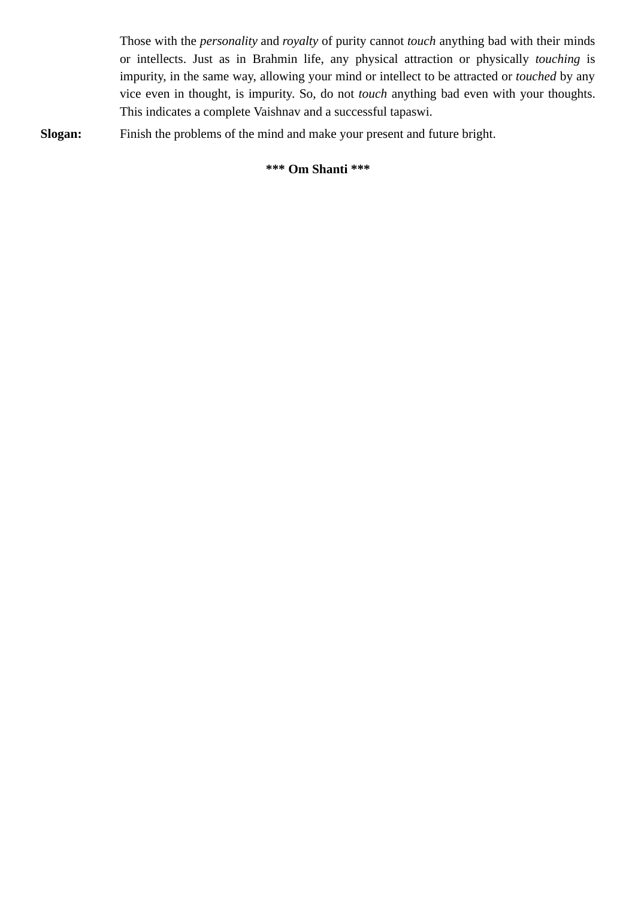Those with the *personality* and *royalty* of purity cannot *touch* anything bad with their minds or intellects. Just as in Brahmin life, any physical attraction or physically *touching* is impurity, in the same way, allowing your mind or intellect to be attracted or *touched* by any vice even in thought, is impurity. So, do not *touch* anything bad even with your thoughts. This indicates a complete Vaishnav and a successful tapaswi.

**Slogan:** Finish the problems of the mind and make your present and future bright.

**\*\*\* Om Shanti \*\*\***